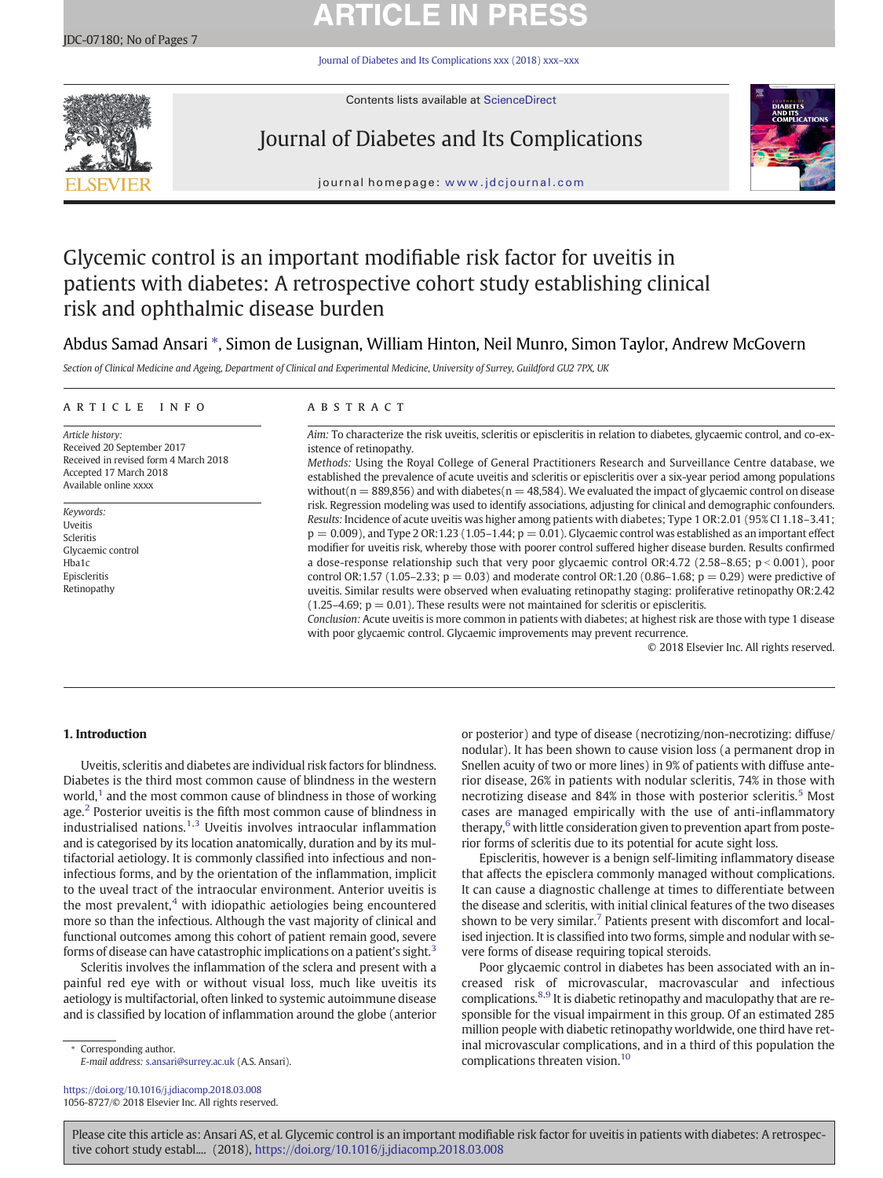# Glycemic control is an important modifiable risk factor for uveitis in patients with diabetes: A retrospective cohort study establishing clinical risk and ophthalmic disease burden

Abdus Samad Ansari *, Simon de Lusignan, William Hinton, Neil Munro, Simon Taylor, Andrew McGovern

*Section of Clinical Medicine and Ageing, Department of Clinical and Experimental Medicine, University of Surrey, Guildford GU2 7PX, UK*

## ARTICLE INFO

*Article history:*
Received 20 September 2017
Received in revised form 4 March 2018
Accepted 17 March 2018
Available online xxxx

*Keywords:*
Uveitis
Scleritis
Glycaemic control
Hba1c
Episcleritis
Retinopathy

## ABSTRACT

*Aim:* To characterize the risk uveitis, scleritis or episcleritis in relation to diabetes, glycaemic control, and co-existence of retinopathy.

*Methods:* Using the Royal College of General Practitioners Research and Surveillance Centre database, we established the prevalence of acute uveitis and scleritis or episcleritis over a six-year period among populations without($n = 889{,}856$) and with diabetes($n = 48{,}584$). We evaluated the impact of glycaemic control on disease risk. Regression modeling was used to identify associations, adjusting for clinical and demographic confounders.

*Results:* Incidence of acute uveitis was higher among patients with diabetes; Type 1 OR:2.01 (95% CI 1.18–3.41; $p = 0.009$), and Type 2 OR:1.23 (1.05–1.44; $p = 0.01$). Glycaemic control was established as an important effect modifier for uveitis risk, whereby those with poorer control suffered higher disease burden. Results confirmed a dose-response relationship such that very poor glycaemic control OR:4.72 (2.58–8.65; $p < 0.001$), poor control OR:1.57 (1.05–2.33; $p = 0.03$) and moderate control OR:1.20 (0.86–1.68; $p = 0.29$) were predictive of uveitis. Similar results were observed when evaluating retinopathy staging: proliferative retinopathy OR:2.42 (1.25–4.69; $p = 0.01$). These results were not maintained for scleritis or episcleritis.

*Conclusion:* Acute uveitis is more common in patients with diabetes; at highest risk are those with type 1 disease with poor glycaemic control. Glycaemic improvements may prevent recurrence.

© 2018 Elsevier Inc. All rights reserved.

## 1. Introduction

Uveitis, scleritis and diabetes are individual risk factors for blindness. Diabetes is the third most common cause of blindness in the western world,[1] and the most common cause of blindness in those of working age.[2] Posterior uveitis is the fifth most common cause of blindness in industrialised nations.[1,3] Uveitis involves intraocular inflammation and is categorised by its location anatomically, duration and by its multifactorial aetiology. It is commonly classified into infectious and non-infectious forms, and by the orientation of the inflammation, implicit to the uveal tract of the intraocular environment. Anterior uveitis is the most prevalent,[4] with idiopathic aetiologies being encountered more so than the infectious. Although the vast majority of clinical and functional outcomes among this cohort of patient remain good, severe forms of disease can have catastrophic implications on a patient's sight.[3]

Scleritis involves the inflammation of the sclera and present with a painful red eye with or without visual loss, much like uveitis its aetiology is multifactorial, often linked to systemic autoimmune disease and is classified by location of inflammation around the globe (anterior or posterior) and type of disease (necrotizing/non-necrotizing: diffuse/nodular). It has been shown to cause vision loss (a permanent drop in Snellen acuity of two or more lines) in 9% of patients with diffuse anterior disease, 26% in patients with nodular scleritis, 74% in those with necrotizing disease and 84% in those with posterior scleritis.[5] Most cases are managed empirically with the use of anti-inflammatory therapy,[6] with little consideration given to prevention apart from posterior forms of scleritis due to its potential for acute sight loss.

Episcleritis, however is a benign self-limiting inflammatory disease that affects the episclera commonly managed without complications. It can cause a diagnostic challenge at times to differentiate between the disease and scleritis, with initial clinical features of the two diseases shown to be very similar.[7] Patients present with discomfort and localised injection. It is classified into two forms, simple and nodular with severe forms of disease requiring topical steroids.

Poor glycaemic control in diabetes has been associated with an increased risk of microvascular, macrovascular and infectious complications.[8,9] It is diabetic retinopathy and maculopathy that are responsible for the visual impairment in this group. Of an estimated 285 million people with diabetic retinopathy worldwide, one third have retinal microvascular complications, and in a third of this population the complications threaten vision.[10]

\* Corresponding author.
*E-mail address:* s.ansari@surrey.ac.uk (A.S. Ansari).

https://doi.org/10.1016/j.jdiacomp.2018.03.008
1056-8727/© 2018 Elsevier Inc. All rights reserved.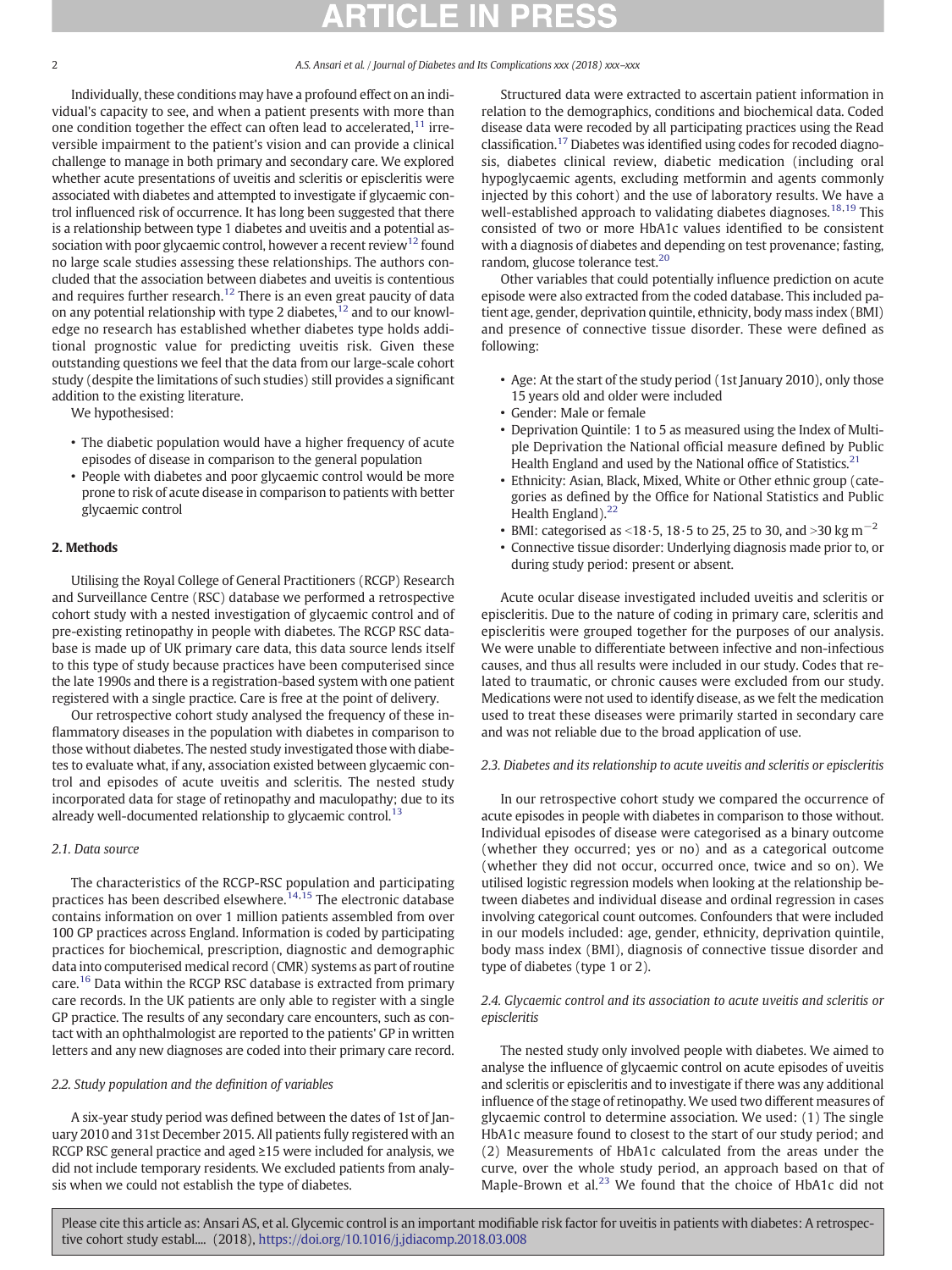Individually, these conditions may have a profound effect on an individual's capacity to see, and when a patient presents with more than one condition together the effect can often lead to accelerated,[11] irreversible impairment to the patient's vision and can provide a clinical challenge to manage in both primary and secondary care. We explored whether acute presentations of uveitis and scleritis or episcleritis were associated with diabetes and attempted to investigate if glycaemic control influenced risk of occurrence. It has long been suggested that there is a relationship between type 1 diabetes and uveitis and a potential association with poor glycaemic control, however a recent review[12] found no large scale studies assessing these relationships. The authors concluded that the association between diabetes and uveitis is contentious and requires further research.[12] There is an even great paucity of data on any potential relationship with type 2 diabetes,[12] and to our knowledge no research has established whether diabetes type holds additional prognostic value for predicting uveitis risk. Given these outstanding questions we feel that the data from our large-scale cohort study (despite the limitations of such studies) still provides a significant addition to the existing literature.

We hypothesised:

- The diabetic population would have a higher frequency of acute episodes of disease in comparison to the general population
- People with diabetes and poor glycaemic control would be more prone to risk of acute disease in comparison to patients with better glycaemic control

## 2. Methods

Utilising the Royal College of General Practitioners (RCGP) Research and Surveillance Centre (RSC) database we performed a retrospective cohort study with a nested investigation of glycaemic control and of pre-existing retinopathy in people with diabetes. The RCGP RSC database is made up of UK primary care data, this data source lends itself to this type of study because practices have been computerised since the late 1990s and there is a registration-based system with one patient registered with a single practice. Care is free at the point of delivery.

Our retrospective cohort study analysed the frequency of these inflammatory diseases in the population with diabetes in comparison to those without diabetes. The nested study investigated those with diabetes to evaluate what, if any, association existed between glycaemic control and episodes of acute uveitis and scleritis. The nested study incorporated data for stage of retinopathy and maculopathy; due to its already well-documented relationship to glycaemic control.[13]

### 2.1. Data source

The characteristics of the RCGP-RSC population and participating practices has been described elsewhere.[14,15] The electronic database contains information on over 1 million patients assembled from over 100 GP practices across England. Information is coded by participating practices for biochemical, prescription, diagnostic and demographic data into computerised medical record (CMR) systems as part of routine care.[16] Data within the RCGP RSC database is extracted from primary care records. In the UK patients are only able to register with a single GP practice. The results of any secondary care encounters, such as contact with an ophthalmologist are reported to the patients' GP in written letters and any new diagnoses are coded into their primary care record.

### 2.2. Study population and the definition of variables

A six-year study period was defined between the dates of 1st of January 2010 and 31st December 2015. All patients fully registered with an RCGP RSC general practice and aged ≥15 were included for analysis, we did not include temporary residents. We excluded patients from analysis when we could not establish the type of diabetes.

Structured data were extracted to ascertain patient information in relation to the demographics, conditions and biochemical data. Coded disease data were recoded by all participating practices using the Read classification.[17] Diabetes was identified using codes for recoded diagnosis, diabetes clinical review, diabetic medication (including oral hypoglycaemic agents, excluding metformin and agents commonly injected by this cohort) and the use of laboratory results. We have a well-established approach to validating diabetes diagnoses.[18,19] This consisted of two or more HbA1c values identified to be consistent with a diagnosis of diabetes and depending on test provenance; fasting, random, glucose tolerance test.[20]

Other variables that could potentially influence prediction on acute episode were also extracted from the coded database. This included patient age, gender, deprivation quintile, ethnicity, body mass index (BMI) and presence of connective tissue disorder. These were defined as following:

- Age: At the start of the study period (1st January 2010), only those 15 years old and older were included
- Gender: Male or female
- Deprivation Quintile: 1 to 5 as measured using the Index of Multiple Deprivation the National official measure defined by Public Health England and used by the National office of Statistics.[21]
- Ethnicity: Asian, Black, Mixed, White or Other ethnic group (categories as defined by the Office for National Statistics and Public Health England).[22]
- BMI: categorised as <18·5, 18·5 to 25, 25 to 30, and >30 kg $m^{-2}$
- Connective tissue disorder: Underlying diagnosis made prior to, or during study period: present or absent.

Acute ocular disease investigated included uveitis and scleritis or episcleritis. Due to the nature of coding in primary care, scleritis and episcleritis were grouped together for the purposes of our analysis. We were unable to differentiate between infective and non-infectious causes, and thus all results were included in our study. Codes that related to traumatic, or chronic causes were excluded from our study. Medications were not used to identify disease, as we felt the medication used to treat these diseases were primarily started in secondary care and was not reliable due to the broad application of use.

### 2.3. Diabetes and its relationship to acute uveitis and scleritis or episcleritis

In our retrospective cohort study we compared the occurrence of acute episodes in people with diabetes in comparison to those without. Individual episodes of disease were categorised as a binary outcome (whether they occurred; yes or no) and as a categorical outcome (whether they did not occur, occurred once, twice and so on). We utilised logistic regression models when looking at the relationship between diabetes and individual disease and ordinal regression in cases involving categorical count outcomes. Confounders that were included in our models included: age, gender, ethnicity, deprivation quintile, body mass index (BMI), diagnosis of connective tissue disorder and type of diabetes (type 1 or 2).

### 2.4. Glycaemic control and its association to acute uveitis and scleritis or episcleritis

The nested study only involved people with diabetes. We aimed to analyse the influence of glycaemic control on acute episodes of uveitis and scleritis or episcleritis and to investigate if there was any additional influence of the stage of retinopathy. We used two different measures of glycaemic control to determine association. We used: (1) The single HbA1c measure found to closest to the start of our study period; and (2) Measurements of HbA1c calculated from the areas under the curve, over the whole study period, an approach based on that of Maple-Brown et al.[23] We found that the choice of HbA1c did not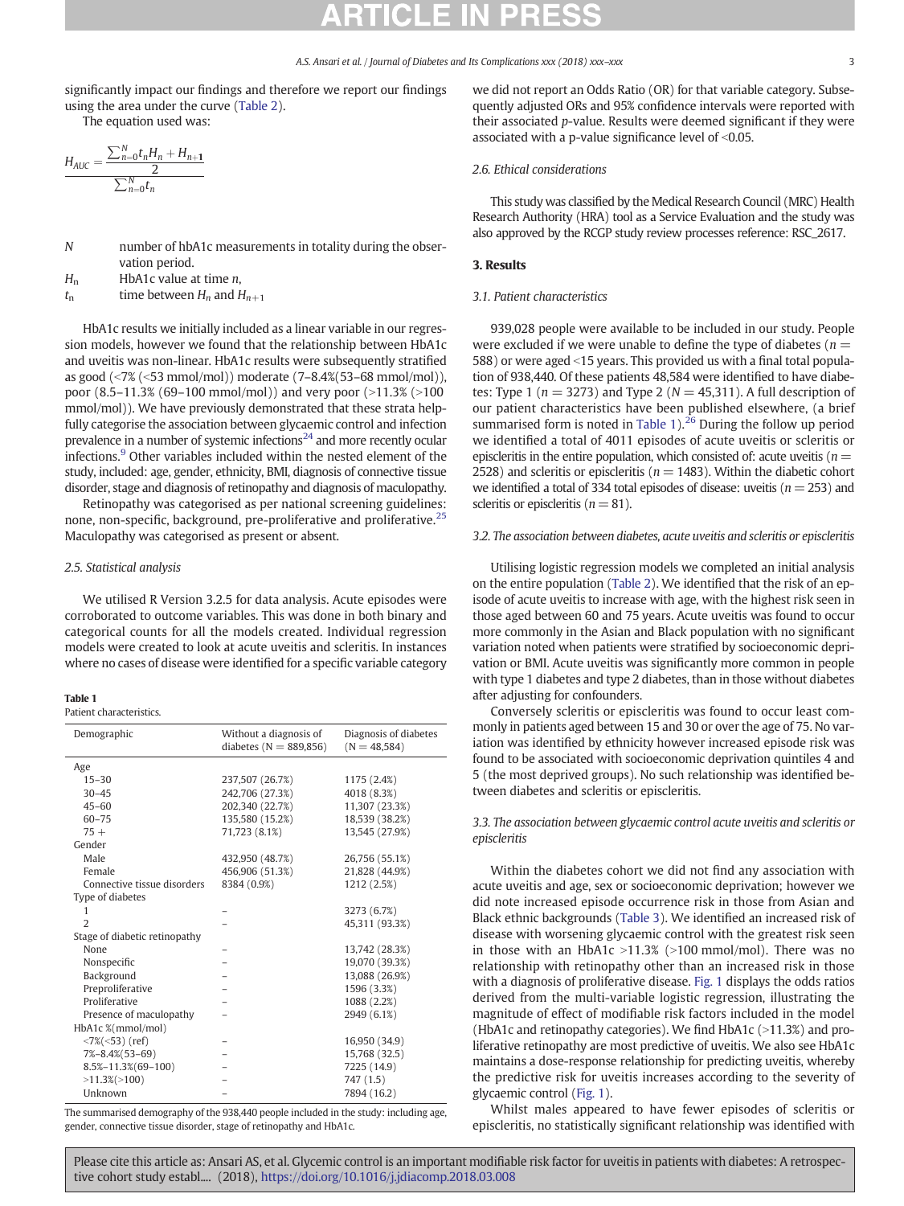significantly impact our findings and therefore we report our findings using the area under the curve (Table 2).

The equation used was:

$$H_{AUC} = \frac{\frac{\sum_{n=0}^{N} t_n H_n + H_{n+1}}{2}}{\sum_{n=0}^{N} t_n}$$

$N$ number of hbA1c measurements in totality during the observation period.
$H_n$ HbA1c value at time $n$,
$t_n$ time between $H_n$ and $H_{n+1}$

HbA1c results we initially included as a linear variable in our regression models, however we found that the relationship between HbA1c and uveitis was non-linear. HbA1c results were subsequently stratified as good (<7% (<53 mmol/mol)) moderate (7–8.4%(53–68 mmol/mol)), poor (8.5–11.3% (69–100 mmol/mol)) and very poor (>11.3% (>100 mmol/mol)). We have previously demonstrated that these strata helpfully categorise the association between glycaemic control and infection prevalence in a number of systemic infections[24] and more recently ocular infections.[9] Other variables included within the nested element of the study, included: age, gender, ethnicity, BMI, diagnosis of connective tissue disorder, stage and diagnosis of retinopathy and diagnosis of maculopathy.

Retinopathy was categorised as per national screening guidelines: none, non-specific, background, pre-proliferative and proliferative.[25] Maculopathy was categorised as present or absent.

### 2.5. Statistical analysis

We utilised R Version 3.2.5 for data analysis. Acute episodes were corroborated to outcome variables. This was done in both binary and categorical counts for all the models created. Individual regression models were created to look at acute uveitis and scleritis. In instances where no cases of disease were identified for a specific variable category we did not report an Odds Ratio (OR) for that variable category. Subsequently adjusted ORs and 95% confidence intervals were reported with their associated *p*-value. Results were deemed significant if they were associated with a p-value significance level of <0.05.

### 2.6. Ethical considerations

This study was classified by the Medical Research Council (MRC) Health Research Authority (HRA) tool as a Service Evaluation and the study was also approved by the RCGP study review processes reference: RSC_2617.

## 3. Results

### 3.1. Patient characteristics

939,028 people were available to be included in our study. People were excluded if we were unable to define the type of diabetes ($n = 588$) or were aged <15 years. This provided us with a final total population of 938,440. Of these patients 48,584 were identified to have diabetes: Type 1 ($n = 3273$) and Type 2 ($N = 45,311$). A full description of our patient characteristics have been published elsewhere, (a brief summarised form is noted in Table 1).[26] During the follow up period we identified a total of 4011 episodes of acute uveitis or scleritis or episcleritis in the entire population, which consisted of: acute uveitis ($n = 2528$) and scleritis or episcleritis ($n = 1483$). Within the diabetic cohort we identified a total of 334 total episodes of disease: uveitis ($n = 253$) and scleritis or episcleritis ($n = 81$).

### 3.2. The association between diabetes, acute uveitis and scleritis or episcleritis

Utilising logistic regression models we completed an initial analysis on the entire population (Table 2). We identified that the risk of an episode of acute uveitis to increase with age, with the highest risk seen in those aged between 60 and 75 years. Acute uveitis was found to occur more commonly in the Asian and Black population with no significant variation noted when patients were stratified by socioeconomic deprivation or BMI. Acute uveitis was significantly more common in people with type 1 diabetes and type 2 diabetes, than in those without diabetes after adjusting for confounders.

Conversely scleritis or episcleritis was found to occur least commonly in patients aged between 15 and 30 or over the age of 75. No variation was identified by ethnicity however increased episode risk was found to be associated with socioeconomic deprivation quintiles 4 and 5 (the most deprived groups). No such relationship was identified between diabetes and scleritis or episcleritis.

### 3.3. The association between glycaemic control acute uveitis and scleritis or episcleritis

Within the diabetes cohort we did not find any association with acute uveitis and age, sex or socioeconomic deprivation; however we did note increased episode occurrence risk in those from Asian and Black ethnic backgrounds (Table 3). We identified an increased risk of disease with worsening glycaemic control with the greatest risk seen in those with an HbA1c >11.3% (>100 mmol/mol). There was no relationship with retinopathy other than an increased risk in those with a diagnosis of proliferative disease. Fig. 1 displays the odds ratios derived from the multi-variable logistic regression, illustrating the magnitude of effect of modifiable risk factors included in the model (HbA1c and retinopathy categories). We find HbA1c (>11.3%) and proliferative retinopathy are most predictive of uveitis. We also see HbA1c maintains a dose-response relationship for predicting uveitis, whereby the predictive risk for uveitis increases according to the severity of glycaemic control (Fig. 1).

Whilst males appeared to have fewer episodes of scleritis or episcleritis, no statistically significant relationship was identified with

**Table 1**
Patient characteristics.

| Demographic | Without a diagnosis of diabetes (N = 889,856) | Diagnosis of diabetes (N = 48,584) |
|---|---|---|
| Age | | |
| 15–30 | 237,507 (26.7%) | 1175 (2.4%) |
| 30–45 | 242,706 (27.3%) | 4018 (8.3%) |
| 45–60 | 202,340 (22.7%) | 11,307 (23.3%) |
| 60–75 | 135,580 (15.2%) | 18,539 (38.2%) |
| 75 + | 71,723 (8.1%) | 13,545 (27.9%) |
| Gender | | |
| Male | 432,950 (48.7%) | 26,756 (55.1%) |
| Female | 456,906 (51.3%) | 21,828 (44.9%) |
| Connective tissue disorders | 8384 (0.9%) | 1212 (2.5%) |
| Type of diabetes | | |
| 1 | – | 3273 (6.7%) |
| 2 | – | 45,311 (93.3%) |
| Stage of diabetic retinopathy | | |
| None | – | 13,742 (28.3%) |
| Nonspecific | – | 19,070 (39.3%) |
| Background | – | 13,088 (26.9%) |
| Preproliferative | – | 1596 (3.3%) |
| Proliferative | – | 1088 (2.2%) |
| Presence of maculopathy | – | 2949 (6.1%) |
| HbA1c %(mmol/mol) | | |
| <7%(<53) (ref) | – | 16,950 (34.9) |
| 7%–8.4%(53–69) | – | 15,768 (32.5) |
| 8.5%–11.3%(69–100) | – | 7225 (14.9) |
| >11.3%(>100) | – | 747 (1.5) |
| Unknown | – | 7894 (16.2) |

The summarised demography of the 938,440 people included in the study: including age, gender, connective tissue disorder, stage of retinopathy and HbA1c.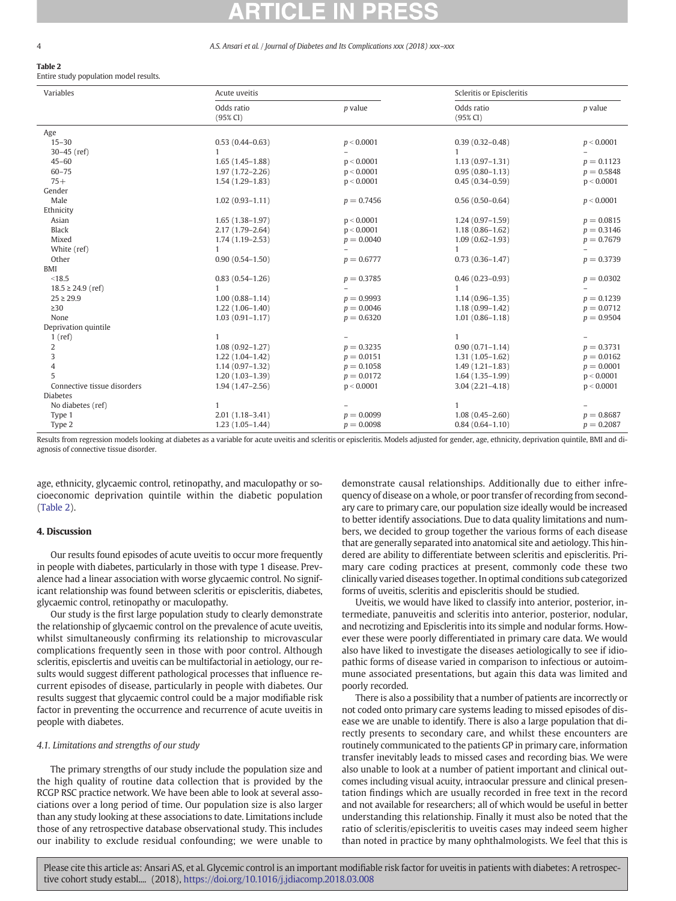**Table 2**
Entire study population model results.

| Variables | Acute uveitis | | Scleritis or Episcleritis | |
|---|---|---|---|---|
| | Odds ratio (95% CI) | p value | Odds ratio (95% CI) | p value |
| Age | | | | |
| 15–30 | 0.53 (0.44–0.63) | $p < 0.0001$ | 0.39 (0.32–0.48) | $p < 0.0001$ |
| 30–45 (ref) | 1 | – | 1 | – |
| 45–60 | 1.65 (1.45–1.88) | $p < 0.0001$ | 1.13 (0.97–1.31) | $p = 0.1123$ |
| 60–75 | 1.97 (1.72–2.26) | $p < 0.0001$ | 0.95 (0.80–1.13) | $p = 0.5848$ |
| 75+ | 1.54 (1.29–1.83) | $p < 0.0001$ | 0.45 (0.34–0.59) | $p < 0.0001$ |
| Gender | | | | |
| Male | 1.02 (0.93–1.11) | $p = 0.7456$ | 0.56 (0.50–0.64) | $p < 0.0001$ |
| Ethnicity | | | | |
| Asian | 1.65 (1.38–1.97) | $p < 0.0001$ | 1.24 (0.97–1.59) | $p = 0.0815$ |
| Black | 2.17 (1.79–2.64) | $p < 0.0001$ | 1.18 (0.86–1.62) | $p = 0.3146$ |
| Mixed | 1.74 (1.19–2.53) | $p = 0.0040$ | 1.09 (0.62–1.93) | $p = 0.7679$ |
| White (ref) | 1 | – | 1 | – |
| Other | 0.90 (0.54–1.50) | $p = 0.6777$ | 0.73 (0.36–1.47) | $p = 0.3739$ |
| BMI | | | | |
| <18.5 | 0.83 (0.54–1.26) | $p = 0.3785$ | 0.46 (0.23–0.93) | $p = 0.0302$ |
| 18.5 ≥ 24.9 (ref) | 1 | – | 1 | – |
| 25 ≥ 29.9 | 1.00 (0.88–1.14) | $p = 0.9993$ | 1.14 (0.96–1.35) | $p = 0.1239$ |
| ≥30 | 1.22 (1.06–1.40) | $p = 0.0046$ | 1.18 (0.99–1.42) | $p = 0.0712$ |
| None | 1.03 (0.91–1.17) | $p = 0.6320$ | 1.01 (0.86–1.18) | $p = 0.9504$ |
| Deprivation quintile | | | | |
| 1 (ref) | 1 | – | 1 | – |
| 2 | 1.08 (0.92–1.27) | $p = 0.3235$ | 0.90 (0.71–1.14) | $p = 0.3731$ |
| 3 | 1.22 (1.04–1.42) | $p = 0.0151$ | 1.31 (1.05–1.62) | $p = 0.0162$ |
| 4 | 1.14 (0.97–1.32) | $p = 0.1058$ | 1.49 (1.21–1.83) | $p = 0.0001$ |
| 5 | 1.20 (1.03–1.39) | $p = 0.0172$ | 1.64 (1.35–1.99) | $p < 0.0001$ |
| Connective tissue disorders | 1.94 (1.47–2.56) | $p < 0.0001$ | 3.04 (2.21–4.18) | $p < 0.0001$ |
| Diabetes | | | | |
| No diabetes (ref) | 1 | – | 1 | – |
| Type 1 | 2.01 (1.18–3.41) | $p = 0.0099$ | 1.08 (0.45–2.60) | $p = 0.8687$ |
| Type 2 | 1.23 (1.05–1.44) | $p = 0.0098$ | 0.84 (0.64–1.10) | $p = 0.2087$ |

Results from regression models looking at diabetes as a variable for acute uveitis and scleritis or episcleritis. Models adjusted for gender, age, ethnicity, deprivation quintile, BMI and diagnosis of connective tissue disorder.

age, ethnicity, glycaemic control, retinopathy, and maculopathy or socioeconomic deprivation quintile within the diabetic population (Table 2).

## 4. Discussion

Our results found episodes of acute uveitis to occur more frequently in people with diabetes, particularly in those with type 1 disease. Prevalence had a linear association with worse glycaemic control. No significant relationship was found between scleritis or episcleritis, diabetes, glycaemic control, retinopathy or maculopathy.

Our study is the first large population study to clearly demonstrate the relationship of glycaemic control on the prevalence of acute uveitis, whilst simultaneously confirming its relationship to microvascular complications frequently seen in those with poor control. Although scleritis, episclertis and uveitis can be multifactorial in aetiology, our results would suggest different pathological processes that influence recurrent episodes of disease, particularly in people with diabetes. Our results suggest that glycaemic control could be a major modifiable risk factor in preventing the occurrence and recurrence of acute uveitis in people with diabetes.

### 4.1. Limitations and strengths of our study

The primary strengths of our study include the population size and the high quality of routine data collection that is provided by the RCGP RSC practice network. We have been able to look at several associations over a long period of time. Our population size is also larger than any study looking at these associations to date. Limitations include those of any retrospective database observational study. This includes our inability to exclude residual confounding; we were unable to demonstrate causal relationships. Additionally due to either infrequency of disease on a whole, or poor transfer of recording from secondary care to primary care, our population size ideally would be increased to better identify associations. Due to data quality limitations and numbers, we decided to group together the various forms of each disease that are generally separated into anatomical site and aetiology. This hindered are ability to differentiate between scleritis and episcleritis. Primary care coding practices at present, commonly code these two clinically varied diseases together. In optimal conditions sub categorized forms of uveitis, scleritis and episcleritis should be studied.

Uveitis, we would have liked to classify into anterior, posterior, intermediate, panuveitis and scleritis into anterior, posterior, nodular, and necrotizing and Episcleritis into its simple and nodular forms. However these were poorly differentiated in primary care data. We would also have liked to investigate the diseases aetiologically to see if idiopathic forms of disease varied in comparison to infectious or autoimmune associated presentations, but again this data was limited and poorly recorded.

There is also a possibility that a number of patients are incorrectly or not coded onto primary care systems leading to missed episodes of disease we are unable to identify. There is also a large population that directly presents to secondary care, and whilst these encounters are routinely communicated to the patients GP in primary care, information transfer inevitably leads to missed cases and recording bias. We were also unable to look at a number of patient important and clinical outcomes including visual acuity, intraocular pressure and clinical presentation findings which are usually recorded in free text in the record and not available for researchers; all of which would be useful in better understanding this relationship. Finally it must also be noted that the ratio of scleritis/episcleritis to uveitis cases may indeed seem higher than noted in practice by many ophthalmologists. We feel that this is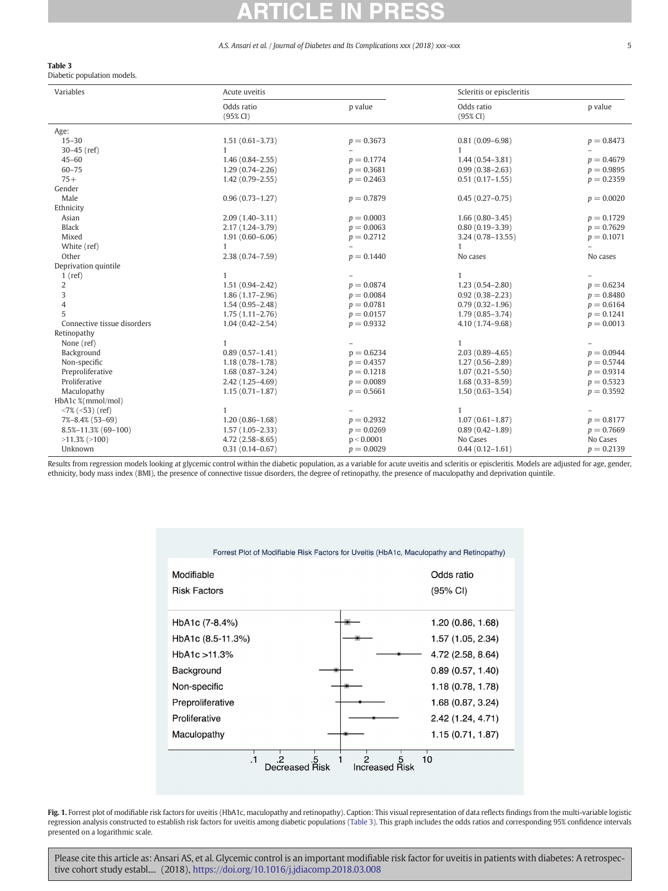**Table 3**
Diabetic population models.

| Variables | Acute uveitis | | Scleritis or episcleritis | |
|---|---|---|---|---|
| | Odds ratio (95% CI) | p value | Odds ratio (95% CI) | p value |
| Age: | | | | |
| 15–30 | 1.51 (0.61–3.73) | $p = 0.3673$ | 0.81 (0.09–6.98) | $p = 0.8473$ |
| 30–45 (ref) | 1 | – | 1 | – |
| 45–60 | 1.46 (0.84–2.55) | $p = 0.1774$ | 1.44 (0.54–3.81) | $p = 0.4679$ |
| 60–75 | 1.29 (0.74–2.26) | $p = 0.3681$ | 0.99 (0.38–2.63) | $p = 0.9895$ |
| 75+ | 1.42 (0.79–2.55) | $p = 0.2463$ | 0.51 (0.17–1.55) | $p = 0.2359$ |
| Gender | | | | |
| Male | 0.96 (0.73–1.27) | $p = 0.7879$ | 0.45 (0.27–0.75) | $p = 0.0020$ |
| Ethnicity | | | | |
| Asian | 2.09 (1.40–3.11) | $p = 0.0003$ | 1.66 (0.80–3.45) | $p = 0.1729$ |
| Black | 2.17 (1.24–3.79) | $p = 0.0063$ | 0.80 (0.19–3.39) | $p = 0.7629$ |
| Mixed | 1.91 (0.60–6.06) | $p = 0.2712$ | 3.24 (0.78–13.55) | $p = 0.1071$ |
| White (ref) | 1 | – | 1 | – |
| Other | 2.38 (0.74–7.59) | $p = 0.1440$ | No cases | No cases |
| Deprivation quintile | | | | |
| 1 (ref) | 1 | – | 1 | – |
| 2 | 1.51 (0.94–2.42) | $p = 0.0874$ | 1.23 (0.54–2.80) | $p = 0.6234$ |
| 3 | 1.86 (1.17–2.96) | $p = 0.0084$ | 0.92 (0.38–2.23) | $p = 0.8480$ |
| 4 | 1.54 (0.95–2.48) | $p = 0.0781$ | 0.79 (0.32–1.96) | $p = 0.6164$ |
| 5 | 1.75 (1.11–2.76) | $p = 0.0157$ | 1.79 (0.85–3.74) | $p = 0.1241$ |
| Connective tissue disorders | 1.04 (0.42–2.54) | $p = 0.9332$ | 4.10 (1.74–9.68) | $p = 0.0013$ |
| Retinopathy | | | | |
| None (ref) | 1 | – | 1 | – |
| Background | 0.89 (0.57–1.41) | $p = 0.6234$ | 2.03 (0.89–4.65) | $p = 0.0944$ |
| Non-specific | 1.18 (0.78–1.78) | $p = 0.4357$ | 1.27 (0.56–2.89) | $p = 0.5744$ |
| Preproliferative | 1.68 (0.87–3.24) | $p = 0.1218$ | 1.07 (0.21–5.50) | $p = 0.9314$ |
| Proliferative | 2.42 (1.25–4.69) | $p = 0.0089$ | 1.68 (0.33–8.59) | $p = 0.5323$ |
| Maculopathy | 1.15 (0.71–1.87) | $p = 0.5661$ | 1.50 (0.63–3.54) | $p = 0.3592$ |
| HbA1c %(mmol/mol) | | | | |
| <7% (<53) (ref) | 1 | – | 1 | – |
| 7%–8.4% (53–69) | 1.20 (0.86–1.68) | $p = 0.2932$ | 1.07 (0.61–1.87) | $p = 0.8177$ |
| 8.5%–11.3% (69–100) | 1.57 (1.05–2.33) | $p = 0.0269$ | 0.89 (0.42–1.89) | $p = 0.7669$ |
| >11.3% (>100) | 4.72 (2.58–8.65) | $p < 0.0001$ | No Cases | No Cases |
| Unknown | 0.31 (0.14–0.67) | $p = 0.0029$ | 0.44 (0.12–1.61) | $p = 0.2139$ |

Results from regression models looking at glycemic control within the diabetic population, as a variable for acute uveitis and scleritis or episcleritis. Models are adjusted for age, gender, ethnicity, body mass index (BMI), the presence of connective tissue disorders, the degree of retinopathy, the presence of maculopathy and deprivation quintile.

Forrest Plot of Modifiable Risk Factors for Uveitis (HbA1c, Maculopathy and Retinopathy)

| Modifiable Risk Factors | Odds ratio (95% CI) |
|---|---|
| HbA1c (7-8.4%) | 1.20 (0.86, 1.68) |
| HbA1c (8.5-11.3%) | 1.57 (1.05, 2.34) |
| HbA1c >11.3% | 4.72 (2.58, 8.64) |
| Background | 0.89 (0.57, 1.40) |
| Non-specific | 1.18 (0.78, 1.78) |
| Preproliferative | 1.68 (0.87, 3.24) |
| Proliferative | 2.42 (1.24, 4.71) |
| Maculopathy | 1.15 (0.71, 1.87) |

.1 .2 .5 1 2 5 10
Decreased Risk Increased Risk

**Fig. 1.** Forrest plot of modifiable risk factors for uveitis (HbA1c, maculopathy and retinopathy). Caption: This visual representation of data reflects findings from the multi-variable logistic regression analysis constructed to establish risk factors for uveitis among diabetic populations (Table 3). This graph includes the odds ratios and corresponding 95% confidence intervals presented on a logarithmic scale.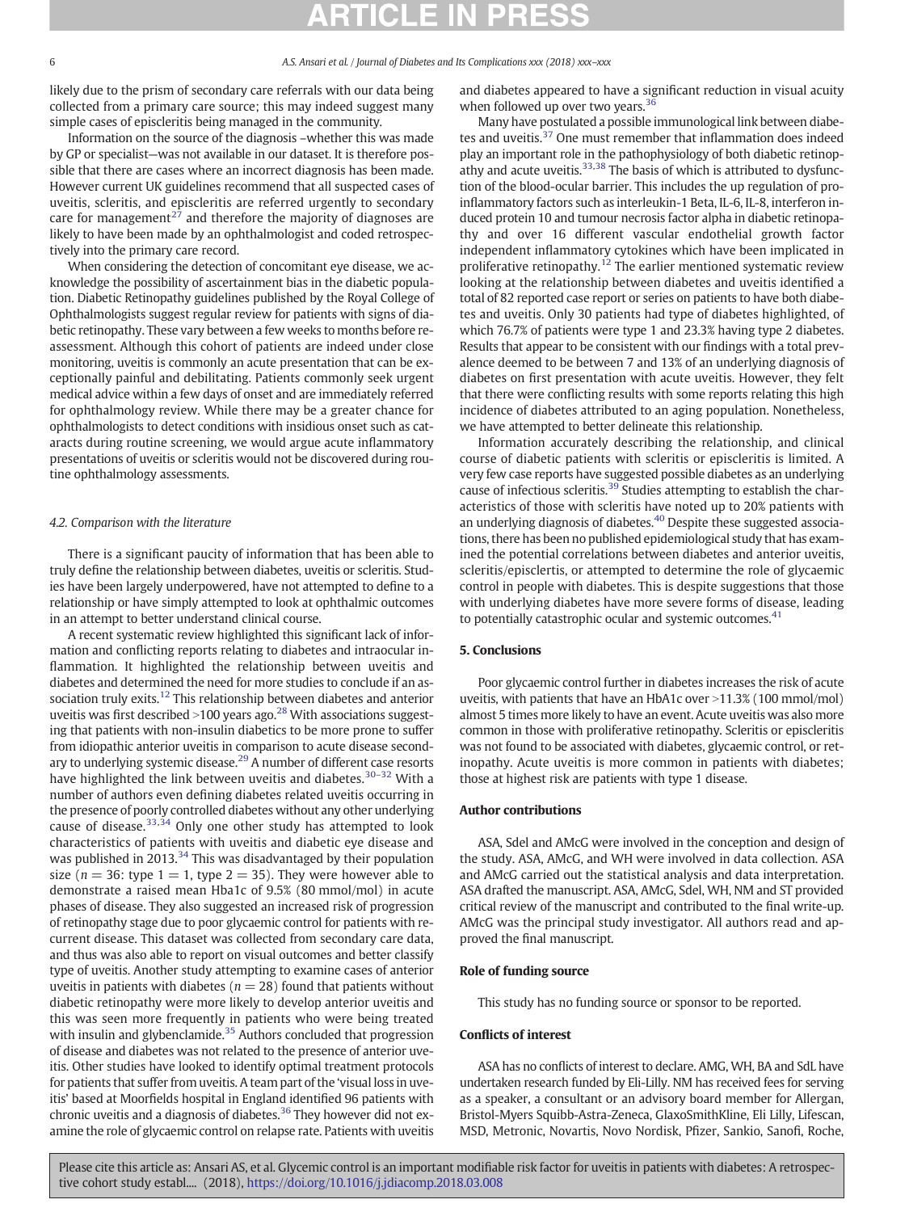likely due to the prism of secondary care referrals with our data being collected from a primary care source; this may indeed suggest many simple cases of episcleritis being managed in the community.

Information on the source of the diagnosis –whether this was made by GP or specialist—was not available in our dataset. It is therefore possible that there are cases where an incorrect diagnosis has been made. However current UK guidelines recommend that all suspected cases of uveitis, scleritis, and episcleritis are referred urgently to secondary care for management[27] and therefore the majority of diagnoses are likely to have been made by an ophthalmologist and coded retrospectively into the primary care record.

When considering the detection of concomitant eye disease, we acknowledge the possibility of ascertainment bias in the diabetic population. Diabetic Retinopathy guidelines published by the Royal College of Ophthalmologists suggest regular review for patients with signs of diabetic retinopathy. These vary between a few weeks to months before reassessment. Although this cohort of patients are indeed under close monitoring, uveitis is commonly an acute presentation that can be exceptionally painful and debilitating. Patients commonly seek urgent medical advice within a few days of onset and are immediately referred for ophthalmology review. While there may be a greater chance for ophthalmologists to detect conditions with insidious onset such as cataracts during routine screening, we would argue acute inflammatory presentations of uveitis or scleritis would not be discovered during routine ophthalmology assessments.

### 4.2. Comparison with the literature

There is a significant paucity of information that has been able to truly define the relationship between diabetes, uveitis or scleritis. Studies have been largely underpowered, have not attempted to define to a relationship or have simply attempted to look at ophthalmic outcomes in an attempt to better understand clinical course.

A recent systematic review highlighted this significant lack of information and conflicting reports relating to diabetes and intraocular inflammation. It highlighted the relationship between uveitis and diabetes and determined the need for more studies to conclude if an association truly exits.[12] This relationship between diabetes and anterior uveitis was first described >100 years ago.[28] With associations suggesting that patients with non-insulin diabetics to be more prone to suffer from idiopathic anterior uveitis in comparison to acute disease secondary to underlying systemic disease.[29] A number of different case resorts have highlighted the link between uveitis and diabetes.[30–32] With a number of authors even defining diabetes related uveitis occurring in the presence of poorly controlled diabetes without any other underlying cause of disease.[33,34] Only one other study has attempted to look characteristics of patients with uveitis and diabetic eye disease and was published in 2013.[34] This was disadvantaged by their population size ($n = 36$: type 1 = 1, type 2 = 35). They were however able to demonstrate a raised mean Hba1c of 9.5% (80 mmol/mol) in acute phases of disease. They also suggested an increased risk of progression of retinopathy stage due to poor glycaemic control for patients with recurrent disease. This dataset was collected from secondary care data, and thus was also able to report on visual outcomes and better classify type of uveitis. Another study attempting to examine cases of anterior uveitis in patients with diabetes ($n = 28$) found that patients without diabetic retinopathy were more likely to develop anterior uveitis and this was seen more frequently in patients who were being treated with insulin and glybenclamide.[35] Authors concluded that progression of disease and diabetes was not related to the presence of anterior uveitis. Other studies have looked to identify optimal treatment protocols for patients that suffer from uveitis. A team part of the 'visual loss in uveitis' based at Moorfields hospital in England identified 96 patients with chronic uveitis and a diagnosis of diabetes.[36] They however did not examine the role of glycaemic control on relapse rate. Patients with uveitis and diabetes appeared to have a significant reduction in visual acuity when followed up over two years.[36]

Many have postulated a possible immunological link between diabetes and uveitis.[37] One must remember that inflammation does indeed play an important role in the pathophysiology of both diabetic retinopathy and acute uveitis.[33,38] The basis of which is attributed to dysfunction of the blood-ocular barrier. This includes the up regulation of pro-inflammatory factors such as interleukin-1 Beta, IL-6, IL-8, interferon induced protein 10 and tumour necrosis factor alpha in diabetic retinopathy and over 16 different vascular endothelial growth factor independent inflammatory cytokines which have been implicated in proliferative retinopathy.[12] The earlier mentioned systematic review looking at the relationship between diabetes and uveitis identified a total of 82 reported case report or series on patients to have both diabetes and uveitis. Only 30 patients had type of diabetes highlighted, of which 76.7% of patients were type 1 and 23.3% having type 2 diabetes. Results that appear to be consistent with our findings with a total prevalence deemed to be between 7 and 13% of an underlying diagnosis of diabetes on first presentation with acute uveitis. However, they felt that there were conflicting results with some reports relating this high incidence of diabetes attributed to an aging population. Nonetheless, we have attempted to better delineate this relationship.

Information accurately describing the relationship, and clinical course of diabetic patients with scleritis or episcleritis is limited. A very few case reports have suggested possible diabetes as an underlying cause of infectious scleritis.[39] Studies attempting to establish the characteristics of those with scleritis have noted up to 20% patients with an underlying diagnosis of diabetes.[40] Despite these suggested associations, there has been no published epidemiological study that has examined the potential correlations between diabetes and anterior uveitis, scleritis/episclertis, or attempted to determine the role of glycaemic control in people with diabetes. This is despite suggestions that those with underlying diabetes have more severe forms of disease, leading to potentially catastrophic ocular and systemic outcomes.[41]

## 5. Conclusions

Poor glycaemic control further in diabetes increases the risk of acute uveitis, with patients that have an HbA1c over >11.3% (100 mmol/mol) almost 5 times more likely to have an event. Acute uveitis was also more common in those with proliferative retinopathy. Scleritis or episcleritis was not found to be associated with diabetes, glycaemic control, or retinopathy. Acute uveitis is more common in patients with diabetes; those at highest risk are patients with type 1 disease.

## Author contributions

ASA, Sdel and AMcG were involved in the conception and design of the study. ASA, AMcG, and WH were involved in data collection. ASA and AMcG carried out the statistical analysis and data interpretation. ASA drafted the manuscript. ASA, AMcG, Sdel, WH, NM and ST provided critical review of the manuscript and contributed to the final write-up. AMcG was the principal study investigator. All authors read and approved the final manuscript.

## Role of funding source

This study has no funding source or sponsor to be reported.

## Conflicts of interest

ASA has no conflicts of interest to declare. AMG, WH, BA and SdL have undertaken research funded by Eli-Lilly. NM has received fees for serving as a speaker, a consultant or an advisory board member for Allergan, Bristol-Myers Squibb-Astra-Zeneca, GlaxoSmithKline, Eli Lilly, Lifescan, MSD, Metronic, Novartis, Novo Nordisk, Pfizer, Sankio, Sanofi, Roche,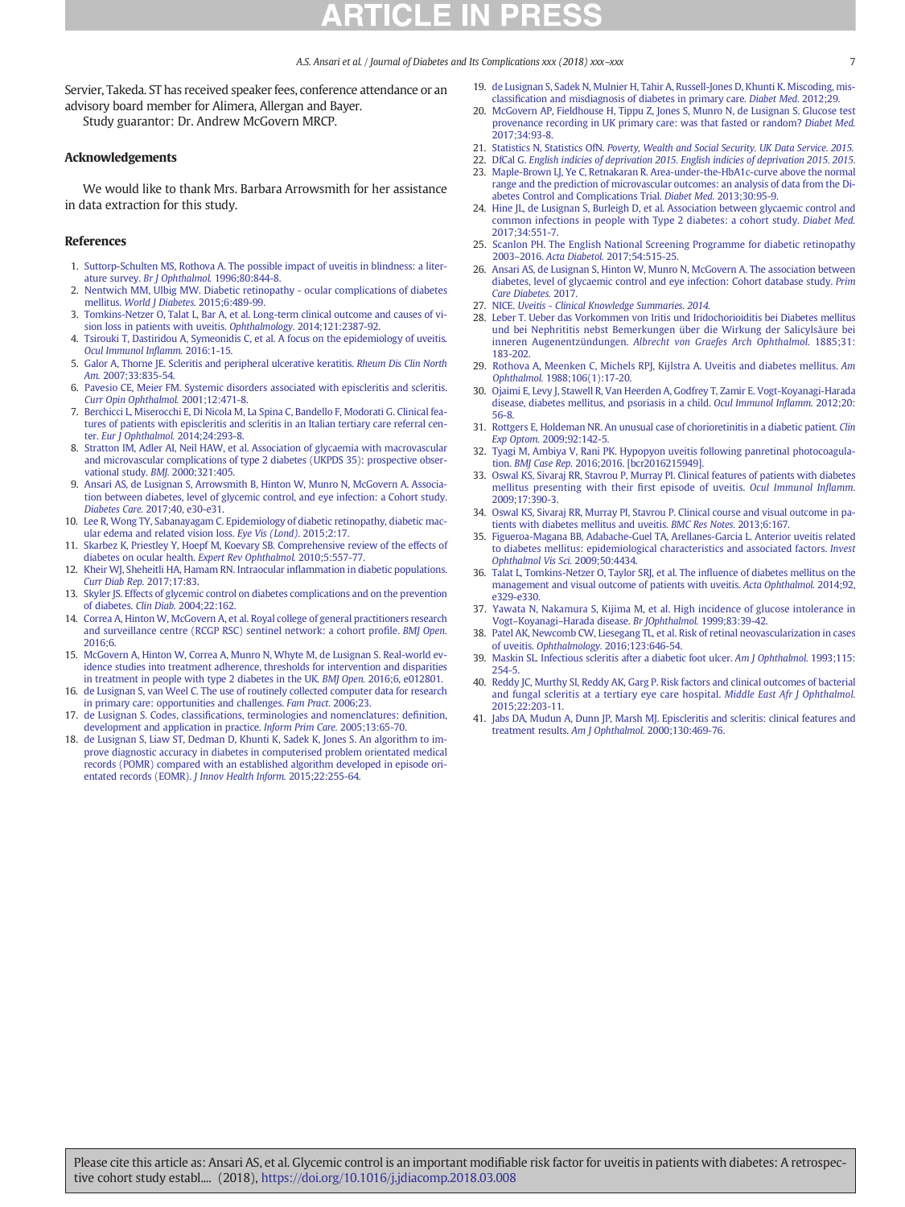Servier, Takeda. ST has received speaker fees, conference attendance or an advisory board member for Alimera, Allergan and Bayer.

Study guarantor: Dr. Andrew McGovern MRCP.

## Acknowledgements

We would like to thank Mrs. Barbara Arrowsmith for her assistance in data extraction for this study.

## References

1. Suttorp-Schulten MS, Rothova A. The possible impact of uveitis in blindness: a literature survey. *Br J Ophthalmol.* 1996;80:844-8.
2. Nentwich MM, Ulbig MW. Diabetic retinopathy - ocular complications of diabetes mellitus. *World J Diabetes.* 2015;6:489-99.
3. Tomkins-Netzer O, Talat L, Bar A, et al. Long-term clinical outcome and causes of vision loss in patients with uveitis. *Ophthalmology.* 2014;121:2387-92.
4. Tsirouki T, Dastiridou A, Symeonidis C, et al. A focus on the epidemiology of uveitis. *Ocul Immunol Inflamm.* 2016:1-15.
5. Galor A, Thorne JE. Scleritis and peripheral ulcerative keratitis. *Rheum Dis Clin North Am.* 2007;33:835-54.
6. Pavesio CE, Meier FM. Systemic disorders associated with episcleritis and scleritis. *Curr Opin Ophthalmol.* 2001;12:471-8.
7. Berchicci L, Miserocchi E, Di Nicola M, La Spina C, Bandello F, Modorati G. Clinical features of patients with episcleritis and scleritis in an Italian tertiary care referral center. *Eur J Ophthalmol.* 2014;24:293-8.
8. Stratton IM, Adler AI, Neil HAW, et al. Association of glycaemia with macrovascular and microvascular complications of type 2 diabetes (UKPDS 35): prospective observational study. *BMJ.* 2000;321:405.
9. Ansari AS, de Lusignan S, Arrowsmith B, Hinton W, Munro N, McGovern A. Association between diabetes, level of glycemic control, and eye infection: a Cohort study. *Diabetes Care.* 2017;40, e30-e31.
10. Lee R, Wong TY, Sabanayagam C. Epidemiology of diabetic retinopathy, diabetic macular edema and related vision loss. *Eye Vis (Lond).* 2015;2:17.
11. Skarbez K, Priestley Y, Hoepf M, Koevary SB. Comprehensive review of the effects of diabetes on ocular health. *Expert Rev Ophthalmol.* 2010;5:557-77.
12. Kheir WJ, Sheheitli HA, Hamam RN. Intraocular inflammation in diabetic populations. *Curr Diab Rep.* 2017;17:83.
13. Skyler JS. Effects of glycemic control on diabetes complications and on the prevention of diabetes. *Clin Diab.* 2004;22:162.
14. Correa A, Hinton W, McGovern A, et al. Royal college of general practitioners research and surveillance centre (RCGP RSC) sentinel network: a cohort profile. *BMJ Open.* 2016;6.
15. McGovern A, Hinton W, Correa A, Munro N, Whyte M, de Lusignan S. Real-world evidence studies into treatment adherence, thresholds for intervention and disparities in treatment in people with type 2 diabetes in the UK. *BMJ Open.* 2016;6, e012801.
16. de Lusignan S, van Weel C. The use of routinely collected computer data for research in primary care: opportunities and challenges. *Fam Pract.* 2006;23.
17. de Lusignan S. Codes, classifications, terminologies and nomenclatures: definition, development and application in practice. *Inform Prim Care.* 2005;13:65-70.
18. de Lusignan S, Liaw ST, Dedman D, Khunti K, Sadek K, Jones S. An algorithm to improve diagnostic accuracy in diabetes in computerised problem orientated medical records (POMR) compared with an established algorithm developed in episode orientated records (EOMR). *J Innov Health Inform.* 2015;22:255-64.
19. de Lusignan S, Sadek N, Mulnier H, Tahir A, Russell-Jones D, Khunti K. Miscoding, misclassification and misdiagnosis of diabetes in primary care. *Diabet Med.* 2012;29.
20. McGovern AP, Fieldhouse H, Tippu Z, Jones S, Munro N, de Lusignan S. Glucose test provenance recording in UK primary care: was that fasted or random? *Diabet Med.* 2017;34:93-8.
21. Statistics N, Statistics OfN. *Poverty, Wealth and Social Security. UK Data Service. 2015.*
22. DfCal G. *English indicies of deprivation 2015. English indicies of deprivation 2015. 2015.*
23. Maple-Brown LJ, Ye C, Retnakaran R. Area-under-the-HbA1c-curve above the normal range and the prediction of microvascular outcomes: an analysis of data from the Diabetes Control and Complications Trial. *Diabet Med.* 2013;30:95-9.
24. Hine JL, de Lusignan S, Burleigh D, et al. Association between glycaemic control and common infections in people with Type 2 diabetes: a cohort study. *Diabet Med.* 2017;34:551-7.
25. Scanlon PH. The English National Screening Programme for diabetic retinopathy 2003–2016. *Acta Diabetol.* 2017;54:515-25.
26. Ansari AS, de Lusignan S, Hinton W, Munro N, McGovern A. The association between diabetes, level of glycaemic control and eye infection: Cohort database study. *Prim Care Diabetes.* 2017.
27. NICE. *Uveitis - Clinical Knowledge Summaries. 2014.*
28. Leber T. Ueber das Vorkommen von Iritis und Iridochorioiditis bei Diabetes mellitus und bei Nephritis nebst Bemerkungen über die Wirkung der Salicylsäure bei inneren Augenentzündungen. *Albrecht von Graefes Arch Ophthalmol.* 1885;31:183-202.
29. Rothova A, Meenken C, Michels RPJ, Kijlstra A. Uveitis and diabetes mellitus. *Am J Ophthalmol.* 1988;106(1):17-20.
30. Ojaimi E, Levy J, Stawell R, Van Heerden A, Godfrey T, Zamir E. Vogt-Koyanagi-Harada disease, diabetes mellitus, and psoriasis in a child. *Ocul Immunol Inflamm.* 2012;20:56-8.
31. Rottgers E, Holdeman NR. An unusual case of chorioretinitis in a diabetic patient. *Clin Exp Optom.* 2009;92:142-5.
32. Tyagi M, Ambiya V, Rani PK. Hypopyon uveitis following panretinal photocoagulation. *BMJ Case Rep.* 2016;2016. [bcr2016215949].
33. Oswal KS, Sivaraj RR, Stavrou P, Murray PI. Clinical features of patients with diabetes mellitus presenting with their first episode of uveitis. *Ocul Immunol Inflamm.* 2009;17:390-3.
34. Oswal KS, Sivaraj RR, Murray PI, Stavrou P. Clinical course and visual outcome in patients with diabetes mellitus and uveitis. *BMC Res Notes.* 2013;6:167.
35. Figueroa-Magana BB, Adabache-Guel TA, Arellanes-Garcia L. Anterior uveitis related to diabetes mellitus: epidemiological characteristics and associated factors. *Invest Ophthalmol Vis Sci.* 2009;50:4434.
36. Talat L, Tomkins-Netzer O, Taylor SRJ, et al. The influence of diabetes mellitus on the management and visual outcome of patients with uveitis. *Acta Ophthalmol.* 2014;92, e329-e330.
37. Yawata N, Nakamura S, Kijima M, et al. High incidence of glucose intolerance in Vogt–Koyanagi–Harada disease. *Br JOphthalmol.* 1999;83:39-42.
38. Patel AK, Newcomb CW, Liesegang TL, et al. Risk of retinal neovascularization in cases of uveitis. *Ophthalmology.* 2016;123:646-54.
39. Maskin SL. Infectious scleritis after a diabetic foot ulcer. *Am J Ophthalmol.* 1993;115:254-5.
40. Reddy JC, Murthy SI, Reddy AK, Garg P. Risk factors and clinical outcomes of bacterial and fungal scleritis at a tertiary eye care hospital. *Middle East Afr J Ophthalmol.* 2015;22:203-11.
41. Jabs DA, Mudun A, Dunn JP, Marsh MJ. Episcleritis and scleritis: clinical features and treatment results. *Am J Ophthalmol.* 2000;130:469-76.